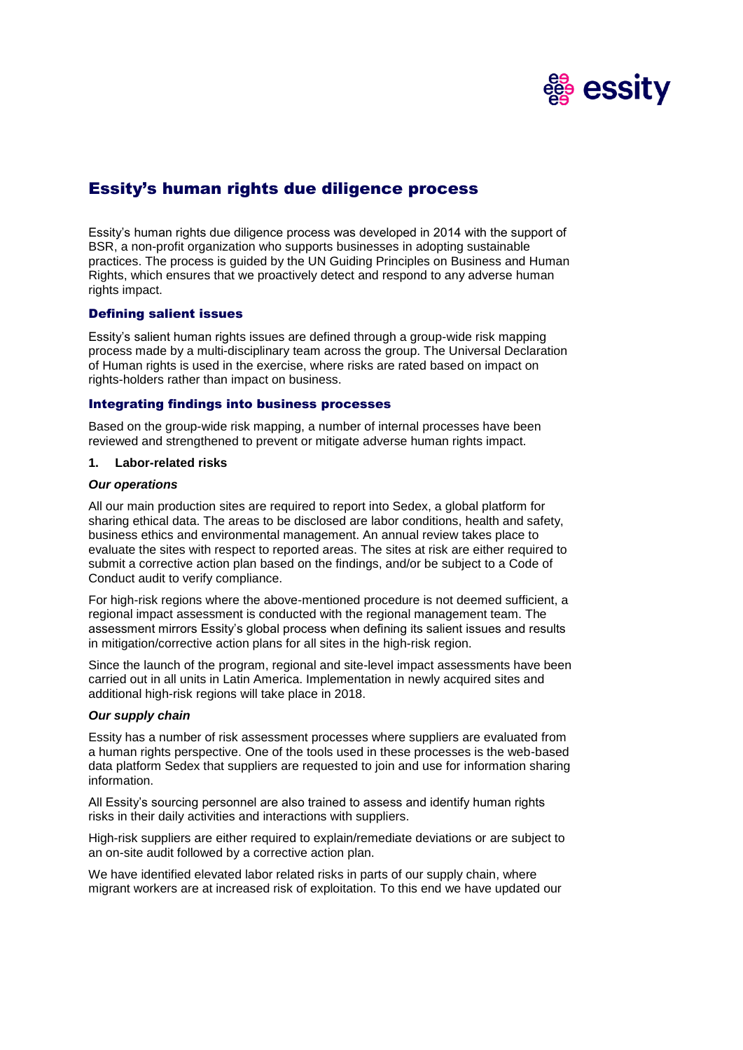# Essity's human rights due diligence process

Essity's human rights due diligence process was developed in 2014 with the support of BSR, a non-profit organization who supports businesses in adopting sustainable practices. The process is guided by the UN Guiding Principles on Business and Human Rights, which ensures that we proactively detect and respond to any adverse human rights impact.

## Defining salient issues

Essity's salient human rights issues are defined through a group-wide risk mapping process made by a multi-disciplinary team across the group. The Universal Declaration of Human rights is used in the exercise, where risks are rated based on impact on rights-holders rather than impact on business.

## Integrating findings into business processes

Based on the group-wide risk mapping, a number of internal processes have been reviewed and strengthened to prevent or mitigate adverse human rights impact.

**1. Labor-related risks**

***Our operations***

All our main production sites are required to report into Sedex, a global platform for sharing ethical data. The areas to be disclosed are labor conditions, health and safety, business ethics and environmental management. An annual review takes place to evaluate the sites with respect to reported areas. The sites at risk are either required to submit a corrective action plan based on the findings, and/or be subject to a Code of Conduct audit to verify compliance.

For high-risk regions where the above-mentioned procedure is not deemed sufficient, a regional impact assessment is conducted with the regional management team. The assessment mirrors Essity's global process when defining its salient issues and results in mitigation/corrective action plans for all sites in the high-risk region.

Since the launch of the program, regional and site-level impact assessments have been carried out in all units in Latin America. Implementation in newly acquired sites and additional high-risk regions will take place in 2018.

***Our supply chain***

Essity has a number of risk assessment processes where suppliers are evaluated from a human rights perspective. One of the tools used in these processes is the web-based data platform Sedex that suppliers are requested to join and use for information sharing information.

All Essity's sourcing personnel are also trained to assess and identify human rights risks in their daily activities and interactions with suppliers.

High-risk suppliers are either required to explain/remediate deviations or are subject to an on-site audit followed by a corrective action plan.

We have identified elevated labor related risks in parts of our supply chain, where migrant workers are at increased risk of exploitation. To this end we have updated our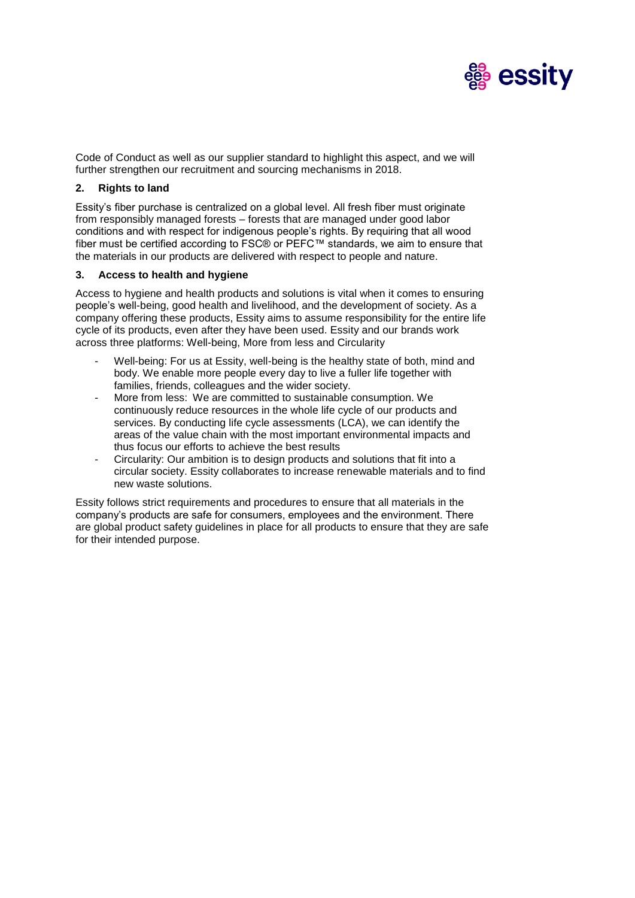Code of Conduct as well as our supplier standard to highlight this aspect, and we will further strengthen our recruitment and sourcing mechanisms in 2018.

### 2. Rights to land

Essity's fiber purchase is centralized on a global level. All fresh fiber must originate from responsibly managed forests – forests that are managed under good labor conditions and with respect for indigenous people's rights. By requiring that all wood fiber must be certified according to FSC® or PEFC™ standards, we aim to ensure that the materials in our products are delivered with respect to people and nature.

### 3. Access to health and hygiene

Access to hygiene and health products and solutions is vital when it comes to ensuring people's well-being, good health and livelihood, and the development of society. As a company offering these products, Essity aims to assume responsibility for the entire life cycle of its products, even after they have been used. Essity and our brands work across three platforms: Well-being, More from less and Circularity

- Well-being: For us at Essity, well-being is the healthy state of both, mind and body. We enable more people every day to live a fuller life together with families, friends, colleagues and the wider society.
- More from less: We are committed to sustainable consumption. We continuously reduce resources in the whole life cycle of our products and services. By conducting life cycle assessments (LCA), we can identify the areas of the value chain with the most important environmental impacts and thus focus our efforts to achieve the best results
- Circularity: Our ambition is to design products and solutions that fit into a circular society. Essity collaborates to increase renewable materials and to find new waste solutions.

Essity follows strict requirements and procedures to ensure that all materials in the company's products are safe for consumers, employees and the environment. There are global product safety guidelines in place for all products to ensure that they are safe for their intended purpose.